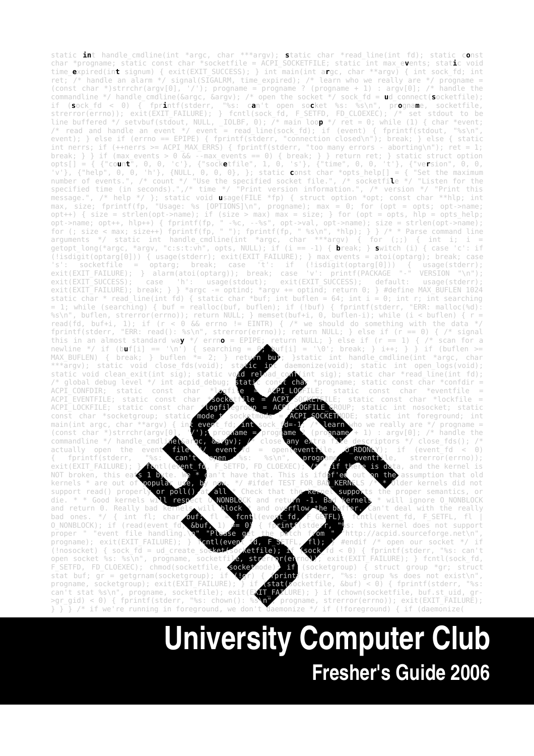# University Computer Club

## Fresher's Guide 2006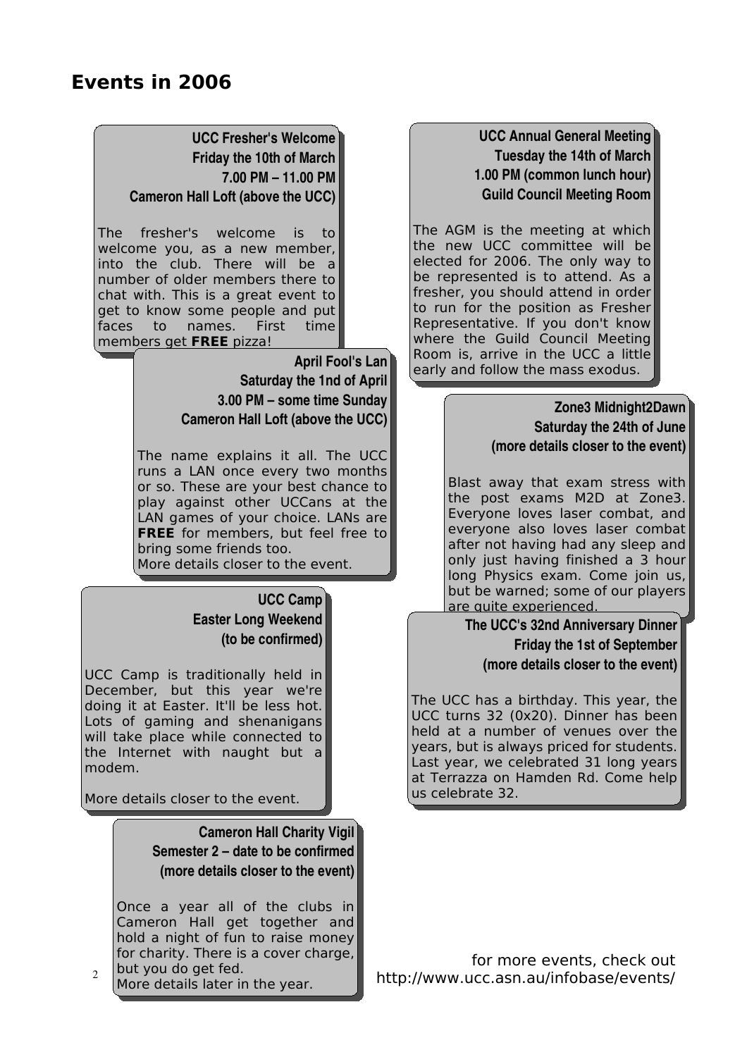# Events in 2006

**UCC Fresher's Welcome**
**Friday the 10th of March**
**7.00 PM – 11.00 PM**
**Cameron Hall Loft (above the UCC)**

The fresher's welcome is to welcome you, as a new member, into the club. There will be a number of older members there to chat with. This is a great event to get to know some people and put faces to names. First time members get **FREE** pizza!

**UCC Annual General Meeting**
**Tuesday the 14th of March**
**1.00 PM (common lunch hour)**
**Guild Council Meeting Room**

The AGM is the meeting at which the new UCC committee will be elected for 2006. The only way to be represented is to attend. As a fresher, you should attend in order to run for the position as Fresher Representative. If you don't know where the Guild Council Meeting Room is, arrive in the UCC a little early and follow the mass exodus.

**April Fool's Lan**
**Saturday the 1nd of April**
**3.00 PM – some time Sunday**
**Cameron Hall Loft (above the UCC)**

The name explains it all. The UCC runs a LAN once every two months or so. These are your best chance to play against other UCCans at the LAN games of your choice. LANs are **FREE** for members, but feel free to bring some friends too.
More details closer to the event.

**UCC Camp**
**Easter Long Weekend**
**(to be confirmed)**

UCC Camp is traditionally held in December, but this year we're doing it at Easter. It'll be less hot. Lots of gaming and shenanigans will take place while connected to the Internet with naught but a modem.

More details closer to the event.

**Zone3 Midnight2Dawn**
**Saturday the 24th of June**
**(more details closer to the event)**

Blast away that exam stress with the post exams M2D at Zone3. Everyone loves laser combat, and everyone also loves laser combat after not having had any sleep and only just having finished a 3 hour long Physics exam. Come join us, but be warned; some of our players are quite experienced.

**The UCC's 32nd Anniversary Dinner**
**Friday the 1st of September**
**(more details closer to the event)**

The UCC has a birthday. This year, the UCC turns 32 (0x20). Dinner has been held at a number of venues over the years, but is always priced for students. Last year, we celebrated 31 long years at Terrazza on Hamden Rd. Come help us celebrate 32.

**Cameron Hall Charity Vigil**
**Semester 2 – date to be confirmed**
**(more details closer to the event)**

Once a year all of the clubs in Cameron Hall get together and hold a night of fun to raise money for charity. There is a cover charge, but you do get fed.
More details later in the year.

for more events, check out
http://www.ucc.asn.au/infobase/events/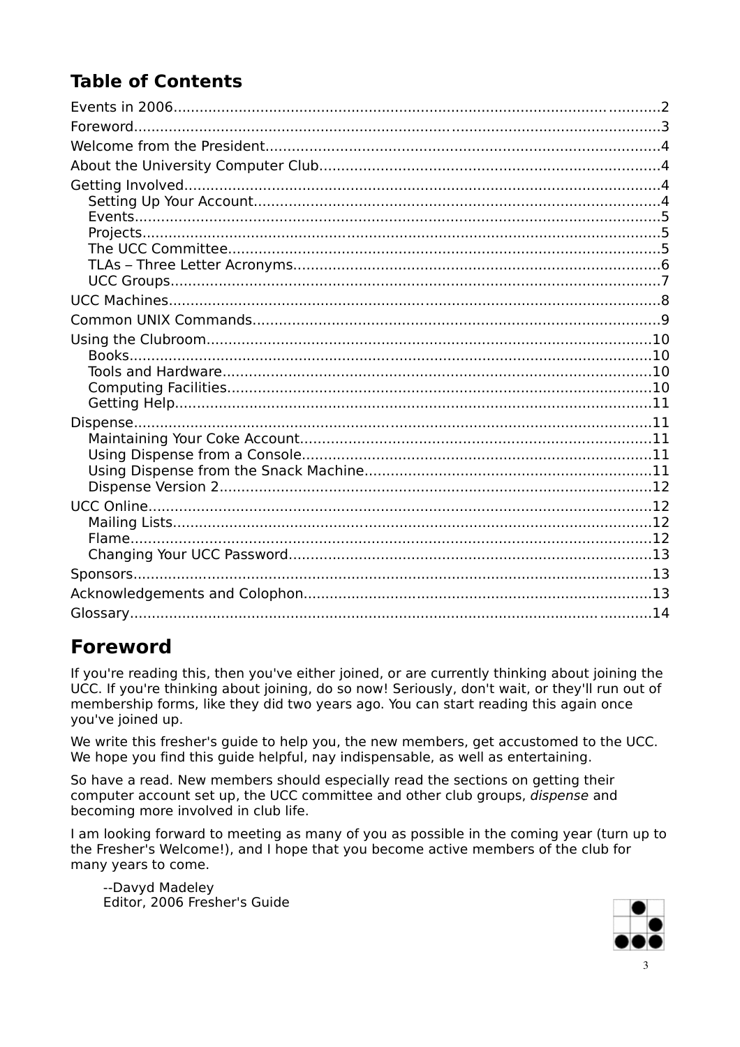## Table of Contents

- Events in 2006 ... 2
- Foreword ... 3
- Welcome from the President ... 4
- About the University Computer Club ... 4
- Getting Involved ... 4
  - Setting Up Your Account ... 4
  - Events ... 5
  - Projects ... 5
  - The UCC Committee ... 5
  - TLAs – Three Letter Acronyms ... 6
  - UCC Groups ... 7
- UCC Machines ... 8
- Common UNIX Commands ... 9
- Using the Clubroom ... 10
  - Books ... 10
  - Tools and Hardware ... 10
  - Computing Facilities ... 10
  - Getting Help ... 11
- Dispense ... 11
  - Maintaining Your Coke Account ... 11
  - Using Dispense from a Console ... 11
  - Using Dispense from the Snack Machine ... 11
  - Dispense Version 2 ... 12
- UCC Online ... 12
  - Mailing Lists ... 12
  - Flame ... 12
  - Changing Your UCC Password ... 13
- Sponsors ... 13
- Acknowledgements and Colophon ... 13
- Glossary ... 14

# Foreword

If you're reading this, then you've either joined, or are currently thinking about joining the UCC. If you're thinking about joining, do so now! Seriously, don't wait, or they'll run out of membership forms, like they did two years ago. You can start reading this again once you've joined up.

We write this fresher's guide to help you, the new members, get accustomed to the UCC. We hope you find this guide helpful, nay indispensable, as well as entertaining.

So have a read. New members should especially read the sections on getting their computer account set up, the UCC committee and other club groups, *dispense* and becoming more involved in club life.

I am looking forward to meeting as many of you as possible in the coming year (turn up to the Fresher's Welcome!), and I hope that you become active members of the club for many years to come.

--Davyd Madeley
Editor, 2006 Fresher's Guide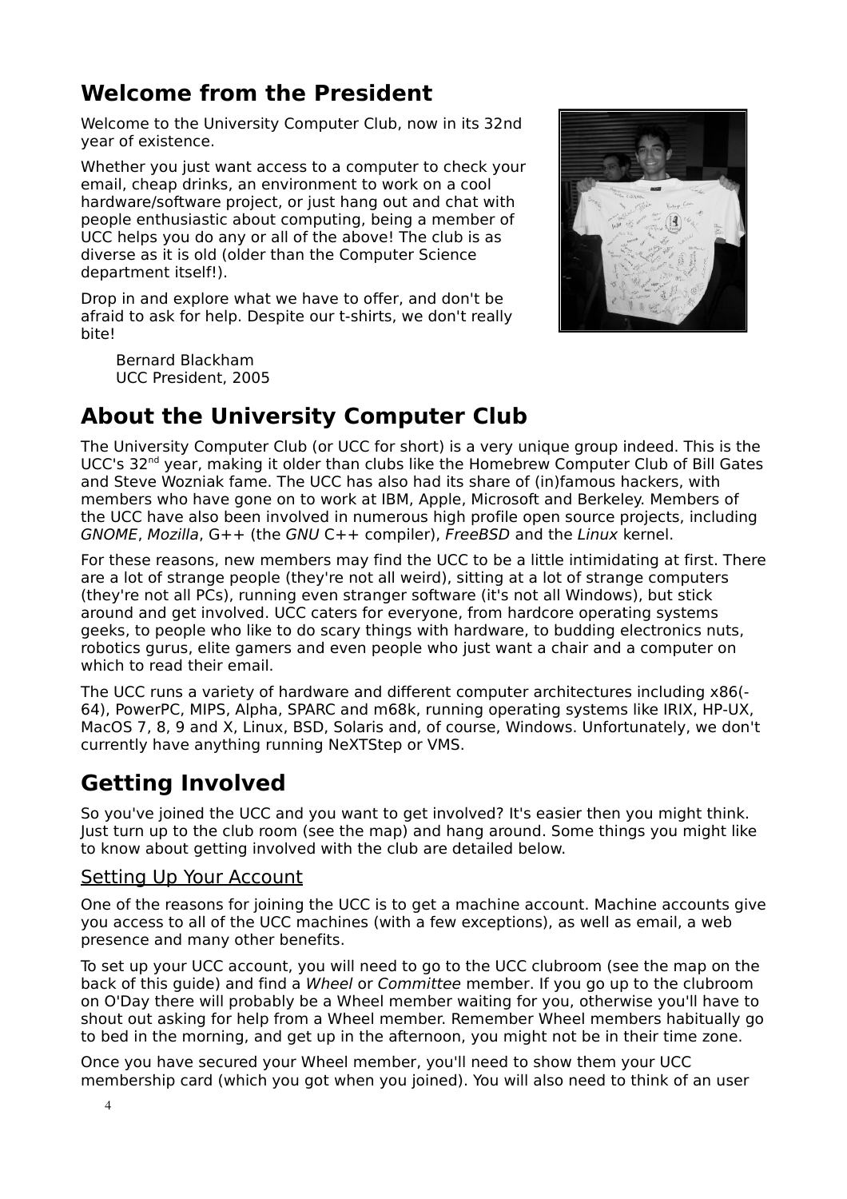## Welcome from the President

Welcome to the University Computer Club, now in its 32nd year of existence.

Whether you just want access to a computer to check your email, cheap drinks, an environment to work on a cool hardware/software project, or just hang out and chat with people enthusiastic about computing, being a member of UCC helps you do any or all of the above! The club is as diverse as it is old (older than the Computer Science department itself!).

Drop in and explore what we have to offer, and don't be afraid to ask for help. Despite our t-shirts, we don't really bite!

Bernard Blackham
UCC President, 2005

## About the University Computer Club

The University Computer Club (or UCC for short) is a very unique group indeed. This is the UCC's 32nd year, making it older than clubs like the Homebrew Computer Club of Bill Gates and Steve Wozniak fame. The UCC has also had its share of (in)famous hackers, with members who have gone on to work at IBM, Apple, Microsoft and Berkeley. Members of the UCC have also been involved in numerous high profile open source projects, including *GNOME*, *Mozilla*, G++ (the *GNU* C++ compiler), *FreeBSD* and the *Linux* kernel.

For these reasons, new members may find the UCC to be a little intimidating at first. There are a lot of strange people (they're not all weird), sitting at a lot of strange computers (they're not all PCs), running even stranger software (it's not all Windows), but stick around and get involved. UCC caters for everyone, from hardcore operating systems geeks, to people who like to do scary things with hardware, to budding electronics nuts, robotics gurus, elite gamers and even people who just want a chair and a computer on which to read their email.

The UCC runs a variety of hardware and different computer architectures including x86(-64), PowerPC, MIPS, Alpha, SPARC and m68k, running operating systems like IRIX, HP-UX, MacOS 7, 8, 9 and X, Linux, BSD, Solaris and, of course, Windows. Unfortunately, we don't currently have anything running NeXTStep or VMS.

## Getting Involved

So you've joined the UCC and you want to get involved? It's easier then you might think. Just turn up to the club room (see the map) and hang around. Some things you might like to know about getting involved with the club are detailed below.

### Setting Up Your Account

One of the reasons for joining the UCC is to get a machine account. Machine accounts give you access to all of the UCC machines (with a few exceptions), as well as email, a web presence and many other benefits.

To set up your UCC account, you will need to go to the UCC clubroom (see the map on the back of this guide) and find a *Wheel* or *Committee* member. If you go up to the clubroom on O'Day there will probably be a Wheel member waiting for you, otherwise you'll have to shout out asking for help from a Wheel member. Remember Wheel members habitually go to bed in the morning, and get up in the afternoon, you might not be in their time zone.

Once you have secured your Wheel member, you'll need to show them your UCC membership card (which you got when you joined). You will also need to think of an user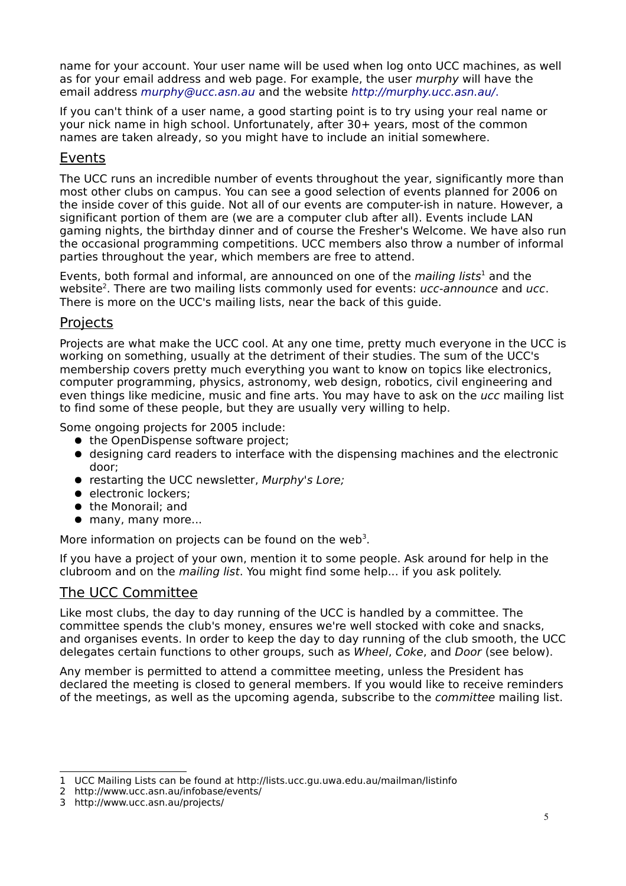name for your account. Your user name will be used when log onto UCC machines, as well as for your email address and web page. For example, the user *murphy* will have the email address *murphy@ucc.asn.au* and the website *http://murphy.ucc.asn.au/*.

If you can't think of a user name, a good starting point is to try using your real name or your nick name in high school. Unfortunately, after 30+ years, most of the common names are taken already, so you might have to include an initial somewhere.

## Events

The UCC runs an incredible number of events throughout the year, significantly more than most other clubs on campus. You can see a good selection of events planned for 2006 on the inside cover of this guide. Not all of our events are computer-ish in nature. However, a significant portion of them are (we are a computer club after all). Events include LAN gaming nights, the birthday dinner and of course the Fresher's Welcome. We have also run the occasional programming competitions. UCC members also throw a number of informal parties throughout the year, which members are free to attend.

Events, both formal and informal, are announced on one of the *mailing lists*[1] and the website[2]. There are two mailing lists commonly used for events: *ucc-announce* and *ucc*. There is more on the UCC's mailing lists, near the back of this guide.

## Projects

Projects are what make the UCC cool. At any one time, pretty much everyone in the UCC is working on something, usually at the detriment of their studies. The sum of the UCC's membership covers pretty much everything you want to know on topics like electronics, computer programming, physics, astronomy, web design, robotics, civil engineering and even things like medicine, music and fine arts. You may have to ask on the *ucc* mailing list to find some of these people, but they are usually very willing to help.

Some ongoing projects for 2005 include:

- the OpenDispense software project;
- designing card readers to interface with the dispensing machines and the electronic door;
- restarting the UCC newsletter, *Murphy's Lore;*
- electronic lockers;
- the Monorail; and
- many, many more...

More information on projects can be found on the web[3].

If you have a project of your own, mention it to some people. Ask around for help in the clubroom and on the *mailing list*. You might find some help... if you ask politely.

## The UCC Committee

Like most clubs, the day to day running of the UCC is handled by a committee. The committee spends the club's money, ensures we're well stocked with coke and snacks, and organises events. In order to keep the day to day running of the club smooth, the UCC delegates certain functions to other groups, such as *Wheel*, *Coke*, and *Door* (see below).

Any member is permitted to attend a committee meeting, unless the President has declared the meeting is closed to general members. If you would like to receive reminders of the meetings, as well as the upcoming agenda, subscribe to the *committee* mailing list.

---

1 UCC Mailing Lists can be found at http://lists.ucc.gu.uwa.edu.au/mailman/listinfo
2 http://www.ucc.asn.au/infobase/events/
3 http://www.ucc.asn.au/projects/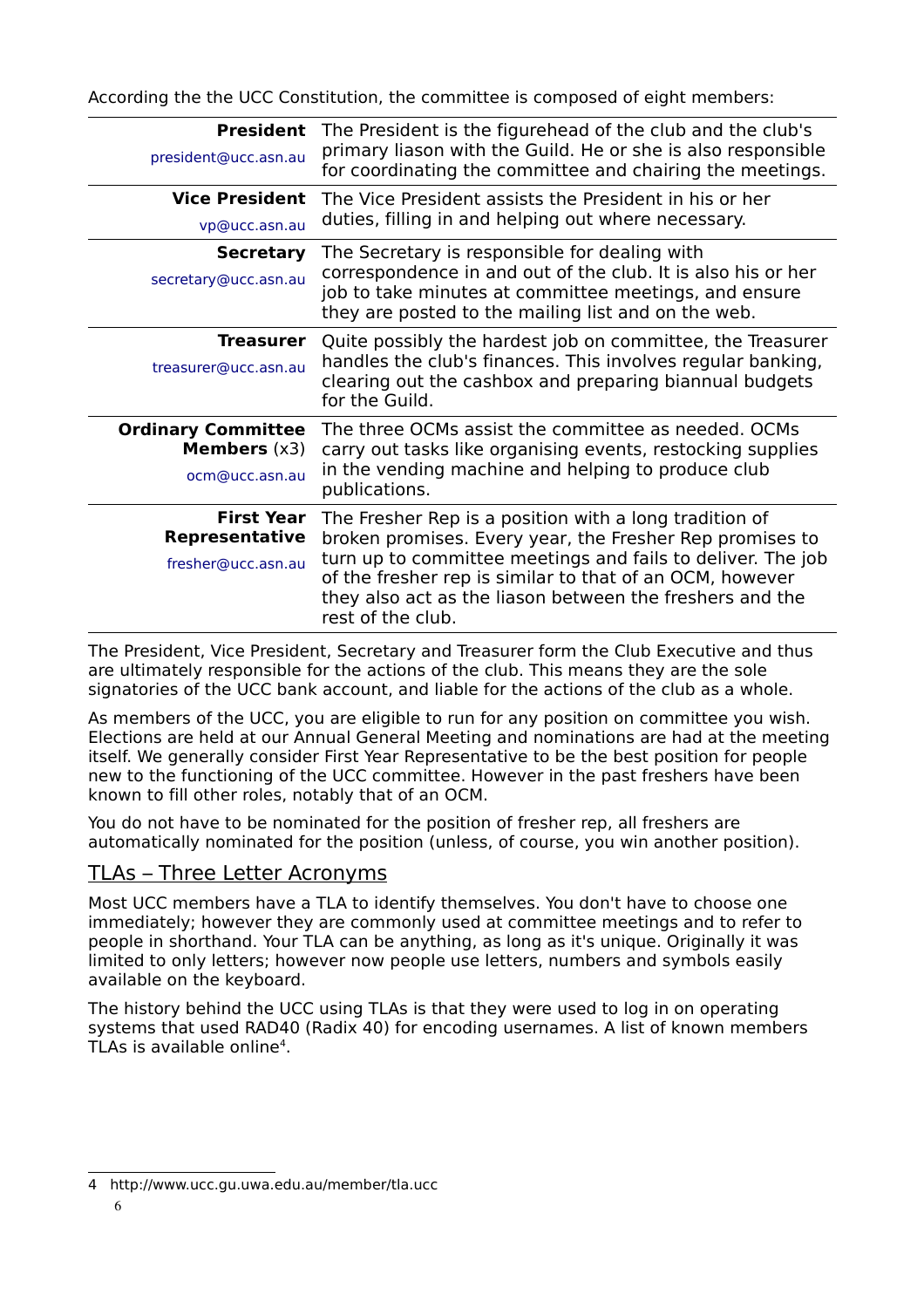According the the UCC Constitution, the committee is composed of eight members:

| | |
|---|---|
| **President**<br>president@ucc.asn.au | The President is the figurehead of the club and the club's primary liason with the Guild. He or she is also responsible for coordinating the committee and chairing the meetings. |
| **Vice President**<br>vp@ucc.asn.au | The Vice President assists the President in his or her duties, filling in and helping out where necessary. |
| **Secretary**<br>secretary@ucc.asn.au | The Secretary is responsible for dealing with correspondence in and out of the club. It is also his or her job to take minutes at committee meetings, and ensure they are posted to the mailing list and on the web. |
| **Treasurer**<br>treasurer@ucc.asn.au | Quite possibly the hardest job on committee, the Treasurer handles the club's finances. This involves regular banking, clearing out the cashbox and preparing biannual budgets for the Guild. |
| **Ordinary Committee Members** (x3)<br>ocm@ucc.asn.au | The three OCMs assist the committee as needed. OCMs carry out tasks like organising events, restocking supplies in the vending machine and helping to produce club publications. |
| **First Year Representative**<br>fresher@ucc.asn.au | The Fresher Rep is a position with a long tradition of broken promises. Every year, the Fresher Rep promises to turn up to committee meetings and fails to deliver. The job of the fresher rep is similar to that of an OCM, however they also act as the liason between the freshers and the rest of the club. |

The President, Vice President, Secretary and Treasurer form the Club Executive and thus are ultimately responsible for the actions of the club. This means they are the sole signatories of the UCC bank account, and liable for the actions of the club as a whole.

As members of the UCC, you are eligible to run for any position on committee you wish. Elections are held at our Annual General Meeting and nominations are had at the meeting itself. We generally consider First Year Representative to be the best position for people new to the functioning of the UCC committee. However in the past freshers have been known to fill other roles, notably that of an OCM.

You do not have to be nominated for the position of fresher rep, all freshers are automatically nominated for the position (unless, of course, you win another position).

## TLAs – Three Letter Acronyms

Most UCC members have a TLA to identify themselves. You don't have to choose one immediately; however they are commonly used at committee meetings and to refer to people in shorthand. Your TLA can be anything, as long as it's unique. Originally it was limited to only letters; however now people use letters, numbers and symbols easily available on the keyboard.

The history behind the UCC using TLAs is that they were used to log in on operating systems that used RAD40 (Radix 40) for encoding usernames. A list of known members TLAs is available online[4].

4 http://www.ucc.gu.uwa.edu.au/member/tla.ucc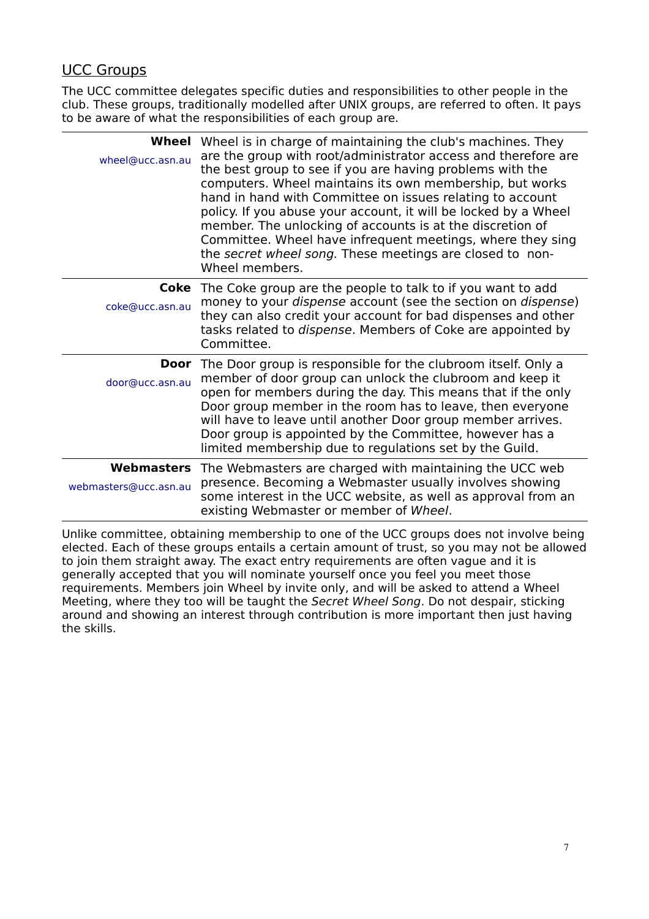## UCC Groups

The UCC committee delegates specific duties and responsibilities to other people in the club. These groups, traditionally modelled after UNIX groups, are referred to often. It pays to be aware of what the responsibilities of each group are.

| | |
|---|---|
| **Wheel**<br>wheel@ucc.asn.au | Wheel is in charge of maintaining the club's machines. They are the group with root/administrator access and therefore are the best group to see if you are having problems with the computers. Wheel maintains its own membership, but works hand in hand with Committee on issues relating to account policy. If you abuse your account, it will be locked by a Wheel member. The unlocking of accounts is at the discretion of Committee. Wheel have infrequent meetings, where they sing the *secret wheel song.* These meetings are closed to non-Wheel members. |
| **Coke**<br>coke@ucc.asn.au | The Coke group are the people to talk to if you want to add money to your *dispense* account (see the section on *dispense*) they can also credit your account for bad dispenses and other tasks related to *dispense*. Members of Coke are appointed by Committee. |
| **Door**<br>door@ucc.asn.au | The Door group is responsible for the clubroom itself. Only a member of door group can unlock the clubroom and keep it open for members during the day. This means that if the only Door group member in the room has to leave, then everyone will have to leave until another Door group member arrives. Door group is appointed by the Committee, however has a limited membership due to regulations set by the Guild. |
| **Webmasters**<br>webmasters@ucc.asn.au | The Webmasters are charged with maintaining the UCC web presence. Becoming a Webmaster usually involves showing some interest in the UCC website, as well as approval from an existing Webmaster or member of *Wheel*. |

Unlike committee, obtaining membership to one of the UCC groups does not involve being elected. Each of these groups entails a certain amount of trust, so you may not be allowed to join them straight away. The exact entry requirements are often vague and it is generally accepted that you will nominate yourself once you feel you meet those requirements. Members join Wheel by invite only, and will be asked to attend a Wheel Meeting, where they too will be taught the *Secret Wheel Song*. Do not despair, sticking around and showing an interest through contribution is more important then just having the skills.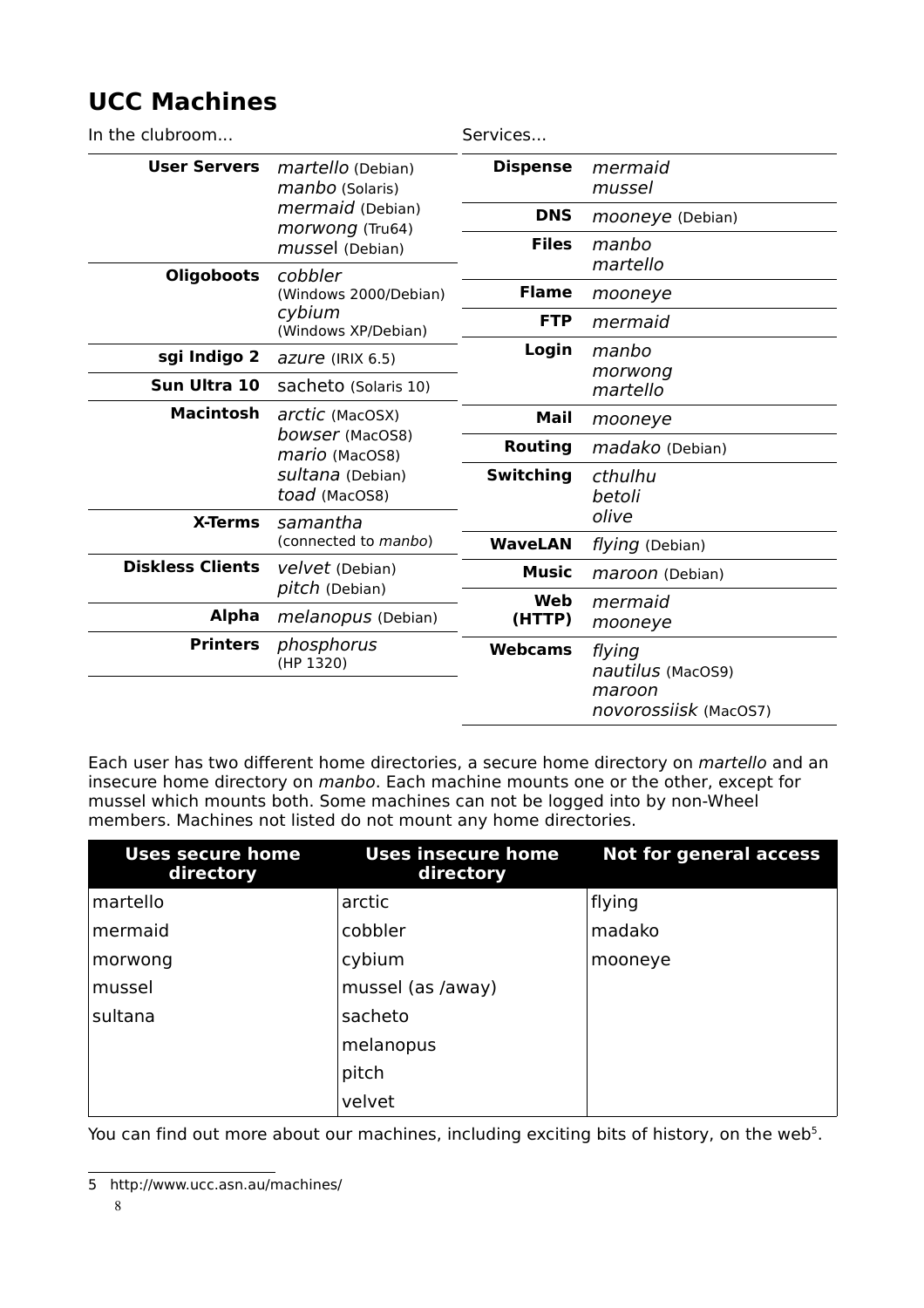# UCC Machines

In the clubroom...

| | |
|---|---|
| **User Servers** | *martello* (Debian)<br>*manbo* (Solaris)<br>*mermaid* (Debian)<br>*morwong* (Tru64)<br>*mussel* (Debian) |
| **Oligoboots** | *cobbler* (Windows 2000/Debian)<br>*cybium* (Windows XP/Debian) |
| **sgi Indigo 2** | *azure* (IRIX 6.5) |
| **Sun Ultra 10** | sacheto (Solaris 10) |
| **Macintosh** | *arctic* (MacOSX)<br>*bowser* (MacOS8)<br>*mario* (MacOS8)<br>*sultana* (Debian)<br>*toad* (MacOS8) |
| **X-Terms** | *samantha* (connected to *manbo*) |
| **Diskless Clients** | *velvet* (Debian)<br>*pitch* (Debian) |
| **Alpha** | *melanopus* (Debian) |
| **Printers** | *phosphorus* (HP 1320) |

Services...

| | |
|---|---|
| **Dispense** | *mermaid*<br>*mussel* |
| **DNS** | *mooneye* (Debian) |
| **Files** | *manbo*<br>*martello* |
| **Flame** | *mooneye* |
| **FTP** | *mermaid* |
| **Login** | *manbo*<br>*morwong*<br>*martello* |
| **Mail** | *mooneye* |
| **Routing** | *madako* (Debian) |
| **Switching** | *cthulhu*<br>*betoli*<br>*olive* |
| **WaveLAN** | *flying* (Debian) |
| **Music** | *maroon* (Debian) |
| **Web (HTTP)** | *mermaid*<br>*mooneye* |
| **Webcams** | *flying*<br>*nautilus* (MacOS9)<br>*maroon*<br>*novorossiisk* (MacOS7) |

Each user has two different home directories, a secure home directory on *martello* and an insecure home directory on *manbo*. Each machine mounts one or the other, except for mussel which mounts both. Some machines can not be logged into by non-Wheel members. Machines not listed do not mount any home directories.

| Uses secure home directory | Uses insecure home directory | Not for general access |
|---|---|---|
| martello | arctic | flying |
| mermaid | cobbler | madako |
| morwong | cybium | mooneye |
| mussel | mussel (as /away) | |
| sultana | sacheto | |
| | melanopus | |
| | pitch | |
| | velvet | |

You can find out more about our machines, including exciting bits of history, on the web[5].

5 http://www.ucc.asn.au/machines/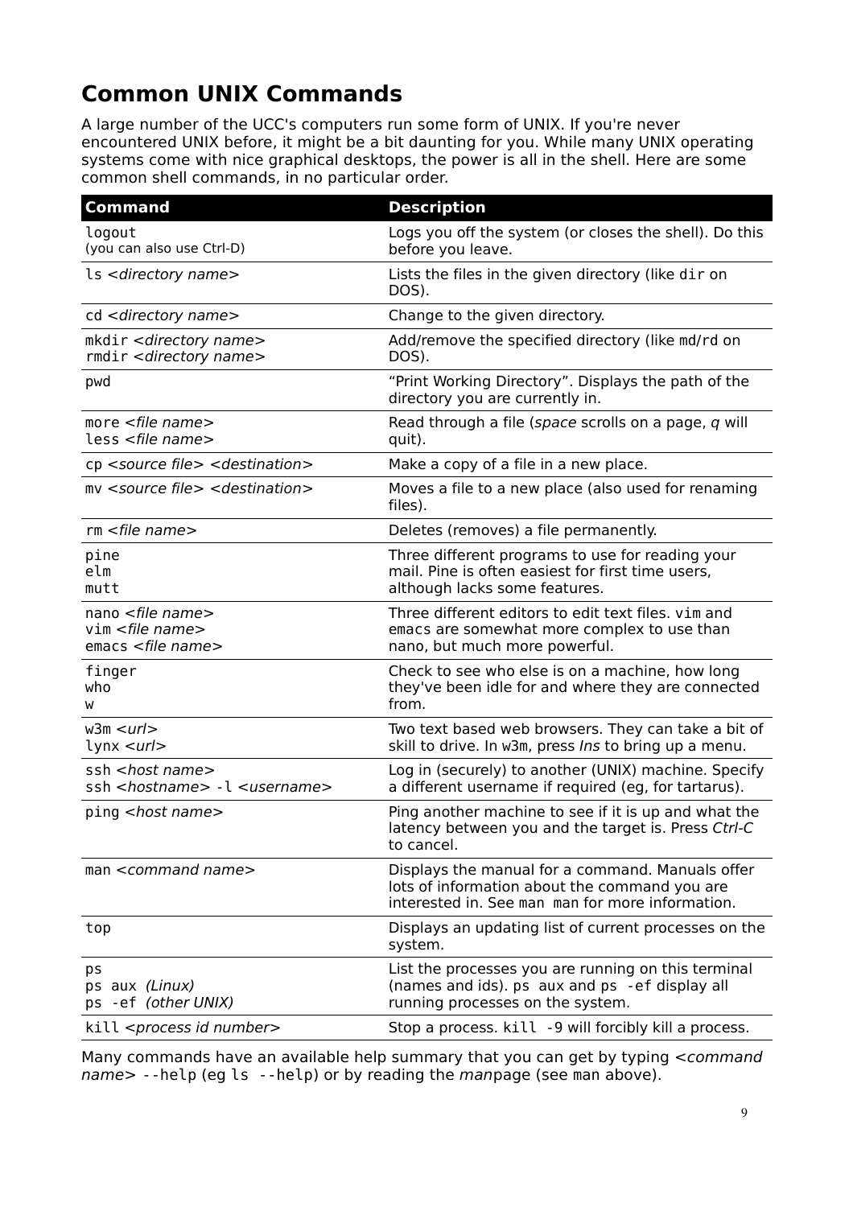# Common UNIX Commands

A large number of the UCC's computers run some form of UNIX. If you're never encountered UNIX before, it might be a bit daunting for you. While many UNIX operating systems come with nice graphical desktops, the power is all in the shell. Here are some common shell commands, in no particular order.

| Command | Description |
| --- | --- |
| `logout`<br>(you can also use Ctrl-D) | Logs you off the system (or closes the shell). Do this before you leave. |
| `ls` *<directory name>* | Lists the files in the given directory (like `dir` on DOS). |
| `cd` *<directory name>* | Change to the given directory. |
| `mkdir` *<directory name>*<br>`rmdir` *<directory name>* | Add/remove the specified directory (like `md`/`rd` on DOS). |
| `pwd` | "Print Working Directory". Displays the path of the directory you are currently in. |
| `more` *<file name>*<br>`less` *<file name>* | Read through a file (*space* scrolls on a page, *q* will quit). |
| `cp` *<source file> <destination>* | Make a copy of a file in a new place. |
| `mv` *<source file> <destination>* | Moves a file to a new place (also used for renaming files). |
| `rm` *<file name>* | Deletes (removes) a file permanently. |
| `pine`<br>`elm`<br>`mutt` | Three different programs to use for reading your mail. Pine is often easiest for first time users, although lacks some features. |
| `nano` *<file name>*<br>`vim` *<file name>*<br>`emacs` *<file name>* | Three different editors to edit text files. `vim` and `emacs` are somewhat more complex to use than nano, but much more powerful. |
| `finger`<br>`who`<br>`w` | Check to see who else is on a machine, how long they've been idle for and where they are connected from. |
| `w3m` *<url>*<br>`lynx` *<url>* | Two text based web browsers. They can take a bit of skill to drive. In `w3m`, press *Ins* to bring up a menu. |
| `ssh` *<host name>*<br>`ssh` *<hostname>* `-l` *<username>* | Log in (securely) to another (UNIX) machine. Specify a different username if required (eg, for tartarus). |
| `ping` *<host name>* | Ping another machine to see if it is up and what the latency between you and the target is. Press *Ctrl-C* to cancel. |
| `man` *<command name>* | Displays the manual for a command. Manuals offer lots of information about the command you are interested in. See `man man` for more information. |
| `top` | Displays an updating list of current processes on the system. |
| `ps`<br>`ps aux` *(Linux)*<br>`ps -ef` *(other UNIX)* | List the processes you are running on this terminal (names and ids). `ps aux` and `ps -ef` display all running processes on the system. |
| `kill` *<process id number>* | Stop a process. `kill -9` will forcibly kill a process. |

Many commands have an available help summary that you can get by typing *<command name>* `--help` (eg `ls --help`) or by reading the *man*page (see `man` above).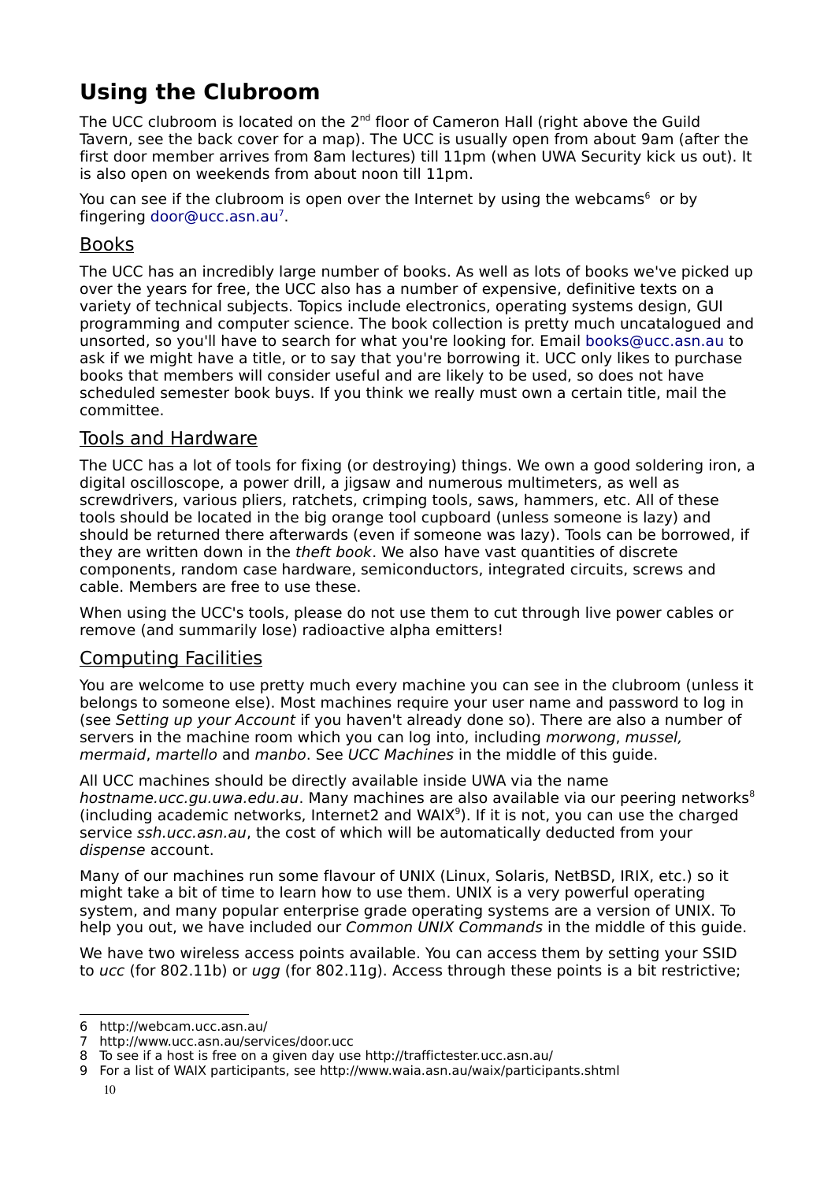# Using the Clubroom

The UCC clubroom is located on the 2nd floor of Cameron Hall (right above the Guild Tavern, see the back cover for a map). The UCC is usually open from about 9am (after the first door member arrives from 8am lectures) till 11pm (when UWA Security kick us out). It is also open on weekends from about noon till 11pm.

You can see if the clubroom is open over the Internet by using the webcams[6] or by fingering door@ucc.asn.au[7].

## Books

The UCC has an incredibly large number of books. As well as lots of books we've picked up over the years for free, the UCC also has a number of expensive, definitive texts on a variety of technical subjects. Topics include electronics, operating systems design, GUI programming and computer science. The book collection is pretty much uncatalogued and unsorted, so you'll have to search for what you're looking for. Email books@ucc.asn.au to ask if we might have a title, or to say that you're borrowing it. UCC only likes to purchase books that members will consider useful and are likely to be used, so does not have scheduled semester book buys. If you think we really must own a certain title, mail the committee.

## Tools and Hardware

The UCC has a lot of tools for fixing (or destroying) things. We own a good soldering iron, a digital oscilloscope, a power drill, a jigsaw and numerous multimeters, as well as screwdrivers, various pliers, ratchets, crimping tools, saws, hammers, etc. All of these tools should be located in the big orange tool cupboard (unless someone is lazy) and should be returned there afterwards (even if someone was lazy). Tools can be borrowed, if they are written down in the *theft book*. We also have vast quantities of discrete components, random case hardware, semiconductors, integrated circuits, screws and cable. Members are free to use these.

When using the UCC's tools, please do not use them to cut through live power cables or remove (and summarily lose) radioactive alpha emitters!

## Computing Facilities

You are welcome to use pretty much every machine you can see in the clubroom (unless it belongs to someone else). Most machines require your user name and password to log in (see *Setting up your Account* if you haven't already done so). There are also a number of servers in the machine room which you can log into, including *morwong*, *mussel*, *mermaid*, *martello* and *manbo*. See *UCC Machines* in the middle of this guide.

All UCC machines should be directly available inside UWA via the name *hostname.ucc.gu.uwa.edu.au*. Many machines are also available via our peering networks[8] (including academic networks, Internet2 and WAIX[9]). If it is not, you can use the charged service *ssh.ucc.asn.au*, the cost of which will be automatically deducted from your *dispense* account.

Many of our machines run some flavour of UNIX (Linux, Solaris, NetBSD, IRIX, etc.) so it might take a bit of time to learn how to use them. UNIX is a very powerful operating system, and many popular enterprise grade operating systems are a version of UNIX. To help you out, we have included our *Common UNIX Commands* in the middle of this guide.

We have two wireless access points available. You can access them by setting your SSID to *ucc* (for 802.11b) or *ugg* (for 802.11g). Access through these points is a bit restrictive;

---

6 http://webcam.ucc.asn.au/

7 http://www.ucc.asn.au/services/door.ucc

8 To see if a host is free on a given day use http://traffictester.ucc.asn.au/

9 For a list of WAIX participants, see http://www.waia.asn.au/waix/participants.shtml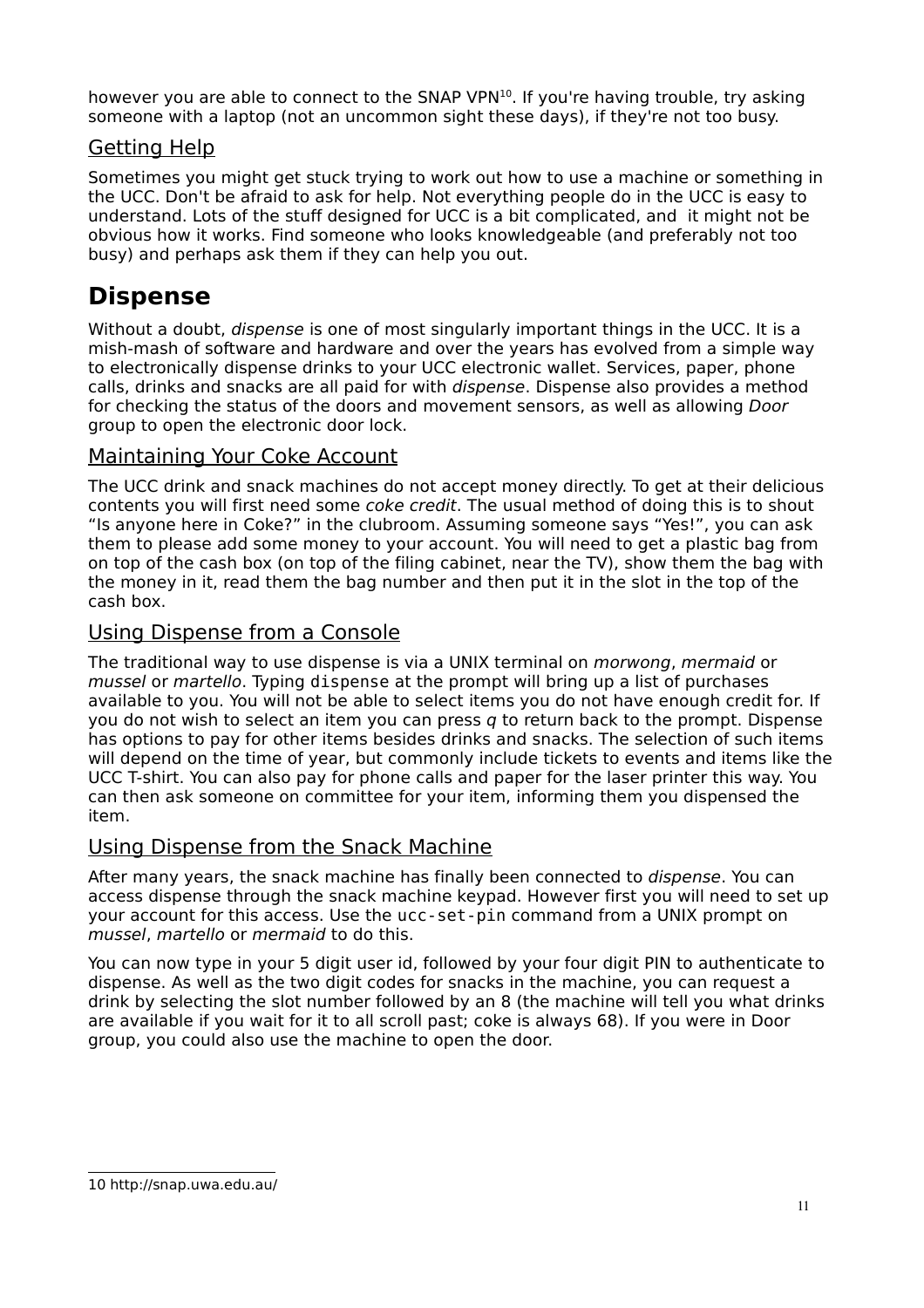however you are able to connect to the SNAP VPN[10]. If you're having trouble, try asking someone with a laptop (not an uncommon sight these days), if they're not too busy.

## Getting Help

Sometimes you might get stuck trying to work out how to use a machine or something in the UCC. Don't be afraid to ask for help. Not everything people do in the UCC is easy to understand. Lots of the stuff designed for UCC is a bit complicated, and it might not be obvious how it works. Find someone who looks knowledgeable (and preferably not too busy) and perhaps ask them if they can help you out.

# Dispense

Without a doubt, *dispense* is one of most singularly important things in the UCC. It is a mish-mash of software and hardware and over the years has evolved from a simple way to electronically dispense drinks to your UCC electronic wallet. Services, paper, phone calls, drinks and snacks are all paid for with *dispense*. Dispense also provides a method for checking the status of the doors and movement sensors, as well as allowing *Door* group to open the electronic door lock.

## Maintaining Your Coke Account

The UCC drink and snack machines do not accept money directly. To get at their delicious contents you will first need some *coke credit*. The usual method of doing this is to shout "Is anyone here in Coke?" in the clubroom. Assuming someone says "Yes!", you can ask them to please add some money to your account. You will need to get a plastic bag from on top of the cash box (on top of the filing cabinet, near the TV), show them the bag with the money in it, read them the bag number and then put it in the slot in the top of the cash box.

## Using Dispense from a Console

The traditional way to use dispense is via a UNIX terminal on *morwong*, *mermaid* or *mussel* or *martello*. Typing `dispense` at the prompt will bring up a list of purchases available to you. You will not be able to select items you do not have enough credit for. If you do not wish to select an item you can press *q* to return back to the prompt. Dispense has options to pay for other items besides drinks and snacks. The selection of such items will depend on the time of year, but commonly include tickets to events and items like the UCC T-shirt. You can also pay for phone calls and paper for the laser printer this way. You can then ask someone on committee for your item, informing them you dispensed the item.

## Using Dispense from the Snack Machine

After many years, the snack machine has finally been connected to *dispense*. You can access dispense through the snack machine keypad. However first you will need to set up your account for this access. Use the `ucc-set-pin` command from a UNIX prompt on *mussel*, *martello* or *mermaid* to do this.

You can now type in your 5 digit user id, followed by your four digit PIN to authenticate to dispense. As well as the two digit codes for snacks in the machine, you can request a drink by selecting the slot number followed by an 8 (the machine will tell you what drinks are available if you wait for it to all scroll past; coke is always 68). If you were in Door group, you could also use the machine to open the door.

---

10 http://snap.uwa.edu.au/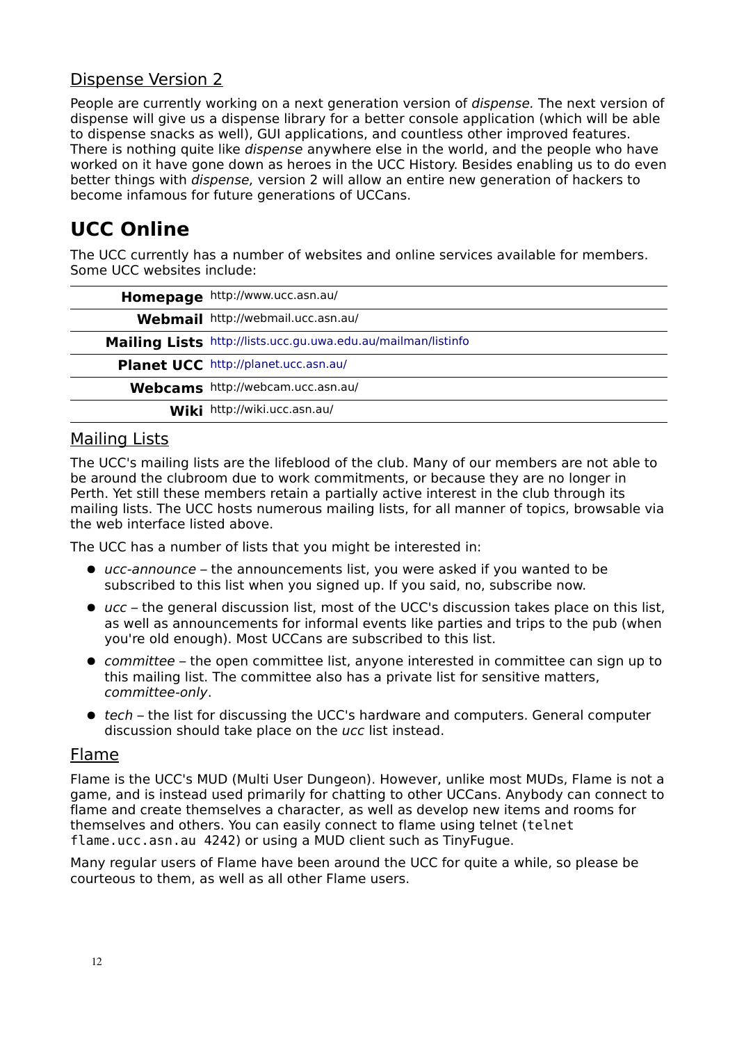### Dispense Version 2

People are currently working on a next generation version of *dispense.* The next version of dispense will give us a dispense library for a better console application (which will be able to dispense snacks as well), GUI applications, and countless other improved features. There is nothing quite like *dispense* anywhere else in the world, and the people who have worked on it have gone down as heroes in the UCC History. Besides enabling us to do even better things with *dispense,* version 2 will allow an entire new generation of hackers to become infamous for future generations of UCCans.

## UCC Online

The UCC currently has a number of websites and online services available for members. Some UCC websites include:

| | |
|---|---|
| **Homepage** | http://www.ucc.asn.au/ |
| **Webmail** | http://webmail.ucc.asn.au/ |
| **Mailing Lists** | http://lists.ucc.gu.uwa.edu.au/mailman/listinfo |
| **Planet UCC** | http://planet.ucc.asn.au/ |
| **Webcams** | http://webcam.ucc.asn.au/ |
| **Wiki** | http://wiki.ucc.asn.au/ |

### Mailing Lists

The UCC's mailing lists are the lifeblood of the club. Many of our members are not able to be around the clubroom due to work commitments, or because they are no longer in Perth. Yet still these members retain a partially active interest in the club through its mailing lists. The UCC hosts numerous mailing lists, for all manner of topics, browsable via the web interface listed above.

The UCC has a number of lists that you might be interested in:

- *ucc-announce* – the announcements list, you were asked if you wanted to be subscribed to this list when you signed up. If you said, no, subscribe now.
- *ucc* – the general discussion list, most of the UCC's discussion takes place on this list, as well as announcements for informal events like parties and trips to the pub (when you're old enough). Most UCCans are subscribed to this list.
- *committee* – the open committee list, anyone interested in committee can sign up to this mailing list. The committee also has a private list for sensitive matters, *committee-only*.
- *tech* – the list for discussing the UCC's hardware and computers. General computer discussion should take place on the *ucc* list instead.

### Flame

Flame is the UCC's MUD (Multi User Dungeon). However, unlike most MUDs, Flame is not a game, and is instead used primarily for chatting to other UCCans. Anybody can connect to flame and create themselves a character, as well as develop new items and rooms for themselves and others. You can easily connect to flame using telnet (`telnet flame.ucc.asn.au 4242`) or using a MUD client such as TinyFugue.

Many regular users of Flame have been around the UCC for quite a while, so please be courteous to them, as well as all other Flame users.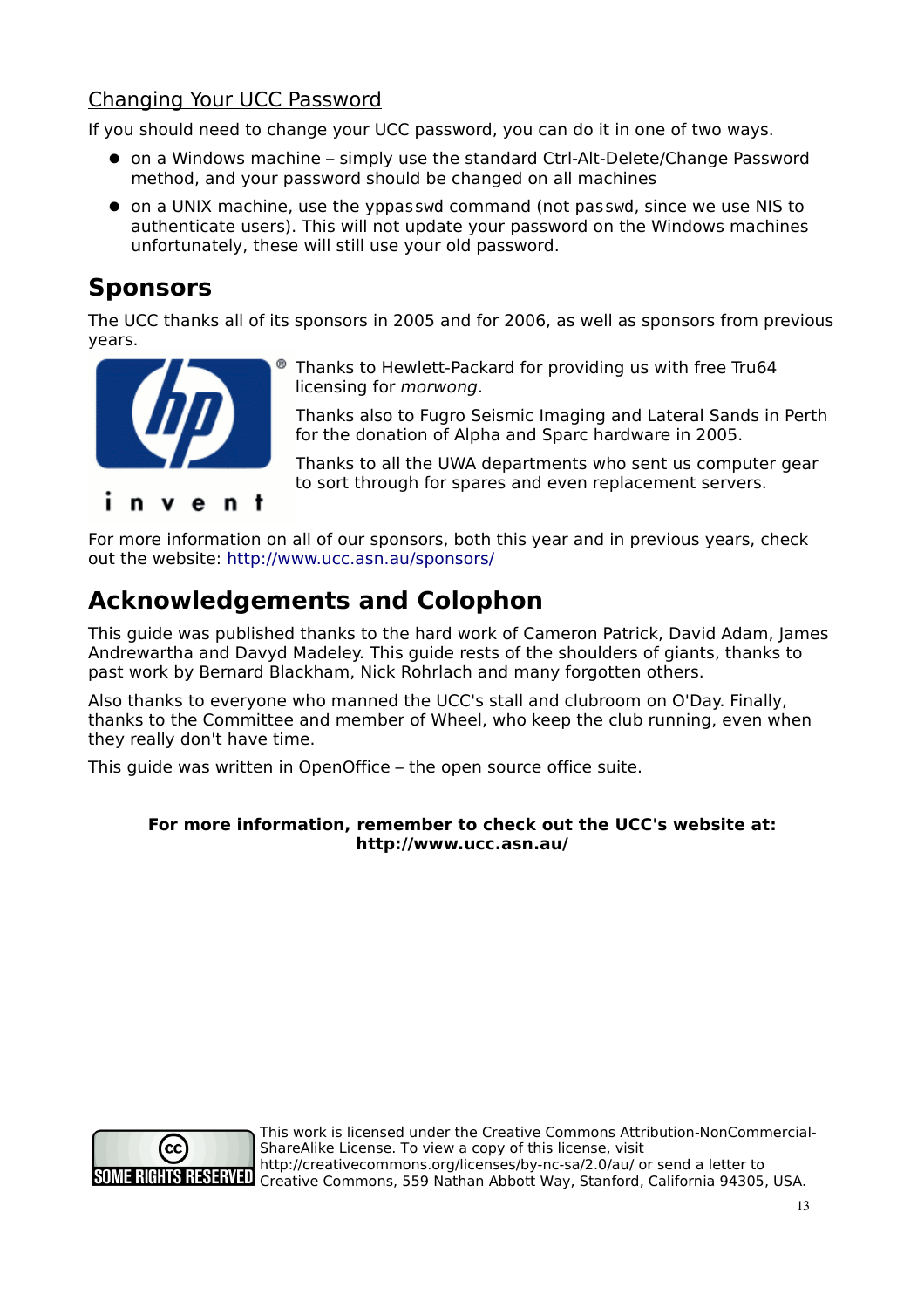### Changing Your UCC Password

If you should need to change your UCC password, you can do it in one of two ways.

- on a Windows machine – simply use the standard Ctrl-Alt-Delete/Change Password method, and your password should be changed on all machines
- on a UNIX machine, use the `yppasswd` command (not `passwd`, since we use NIS to authenticate users). This will not update your password on the Windows machines unfortunately, these will still use your old password.

## Sponsors

The UCC thanks all of its sponsors in 2005 and for 2006, as well as sponsors from previous years.

Thanks to Hewlett-Packard for providing us with free Tru64 licensing for *morwong*.

Thanks also to Fugro Seismic Imaging and Lateral Sands in Perth for the donation of Alpha and Sparc hardware in 2005.

Thanks to all the UWA departments who sent us computer gear to sort through for spares and even replacement servers.

For more information on all of our sponsors, both this year and in previous years, check out the website: http://www.ucc.asn.au/sponsors/

## Acknowledgements and Colophon

This guide was published thanks to the hard work of Cameron Patrick, David Adam, James Andrewartha and Davyd Madeley. This guide rests of the shoulders of giants, thanks to past work by Bernard Blackham, Nick Rohrlach and many forgotten others.

Also thanks to everyone who manned the UCC's stall and clubroom on O'Day. Finally, thanks to the Committee and member of Wheel, who keep the club running, even when they really don't have time.

This guide was written in OpenOffice – the open source office suite.

**For more information, remember to check out the UCC's website at: http://www.ucc.asn.au/**

This work is licensed under the Creative Commons Attribution-NonCommercial-ShareAlike License. To view a copy of this license, visit http://creativecommons.org/licenses/by-nc-sa/2.0/au/ or send a letter to Creative Commons, 559 Nathan Abbott Way, Stanford, California 94305, USA.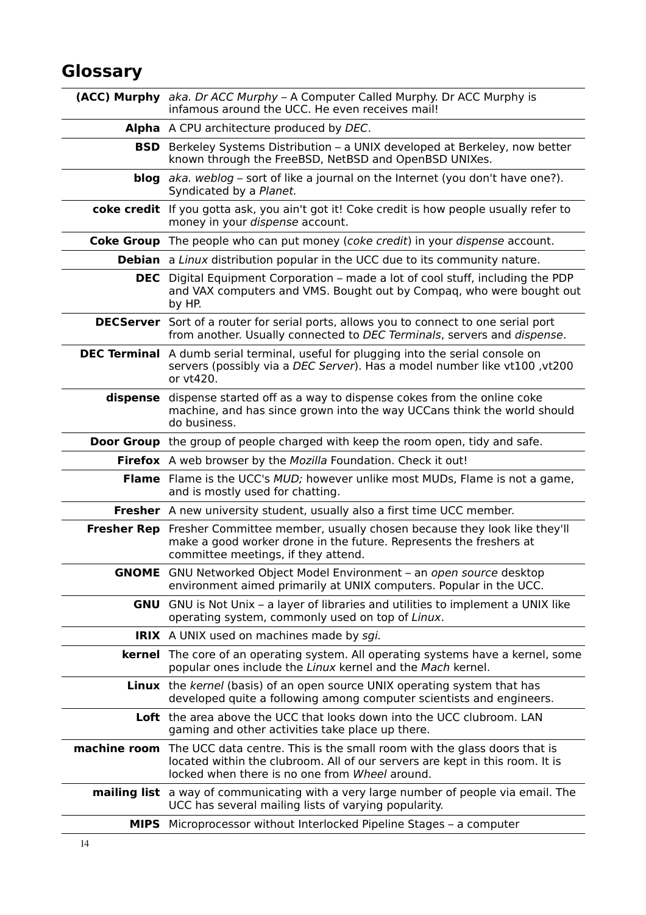# Glossary

| Term | Definition |
| --- | --- |
| **(ACC) Murphy** | *aka. Dr ACC Murphy* – A Computer Called Murphy. Dr ACC Murphy is infamous around the UCC. He even receives mail! |
| **Alpha** | A CPU architecture produced by *DEC*. |
| **BSD** | Berkeley Systems Distribution – a UNIX developed at Berkeley, now better known through the FreeBSD, NetBSD and OpenBSD UNIXes. |
| **blog** | *aka. weblog* – sort of like a journal on the Internet (you don't have one?). Syndicated by a *Planet.* |
| **coke credit** | If you gotta ask, you ain't got it! Coke credit is how people usually refer to money in your *dispense* account. |
| **Coke Group** | The people who can put money (*coke credit*) in your *dispense* account. |
| **Debian** | a *Linux* distribution popular in the UCC due to its community nature. |
| **DEC** | Digital Equipment Corporation – made a lot of cool stuff, including the PDP and VAX computers and VMS. Bought out by Compaq, who were bought out by HP. |
| **DECServer** | Sort of a router for serial ports, allows you to connect to one serial port from another. Usually connected to *DEC Terminals*, servers and *dispense*. |
| **DEC Terminal** | A dumb serial terminal, useful for plugging into the serial console on servers (possibly via a *DEC Server*). Has a model number like vt100 ,vt200 or vt420. |
| **dispense** | dispense started off as a way to dispense cokes from the online coke machine, and has since grown into the way UCCans think the world should do business. |
| **Door Group** | the group of people charged with keep the room open, tidy and safe. |
| **Firefox** | A web browser by the *Mozilla* Foundation. Check it out! |
| **Flame** | Flame is the UCC's *MUD;* however unlike most MUDs, Flame is not a game, and is mostly used for chatting. |
| **Fresher** | A new university student, usually also a first time UCC member. |
| **Fresher Rep** | Fresher Committee member, usually chosen because they look like they'll make a good worker drone in the future. Represents the freshers at committee meetings, if they attend. |
| **GNOME** | GNU Networked Object Model Environment – an *open source* desktop environment aimed primarily at UNIX computers. Popular in the UCC. |
| **GNU** | GNU is Not Unix – a layer of libraries and utilities to implement a UNIX like operating system, commonly used on top of *Linux*. |
| **IRIX** | A UNIX used on machines made by *sgi.* |
| **kernel** | The core of an operating system. All operating systems have a kernel, some popular ones include the *Linux* kernel and the *Mach* kernel. |
| **Linux** | the *kernel* (basis) of an open source UNIX operating system that has developed quite a following among computer scientists and engineers. |
| **Loft** | the area above the UCC that looks down into the UCC clubroom. LAN gaming and other activities take place up there. |
| **machine room** | The UCC data centre. This is the small room with the glass doors that is located within the clubroom. All of our servers are kept in this room. It is locked when there is no one from *Wheel* around. |
| **mailing list** | a way of communicating with a very large number of people via email. The UCC has several mailing lists of varying popularity. |
| **MIPS** | Microprocessor without Interlocked Pipeline Stages – a computer |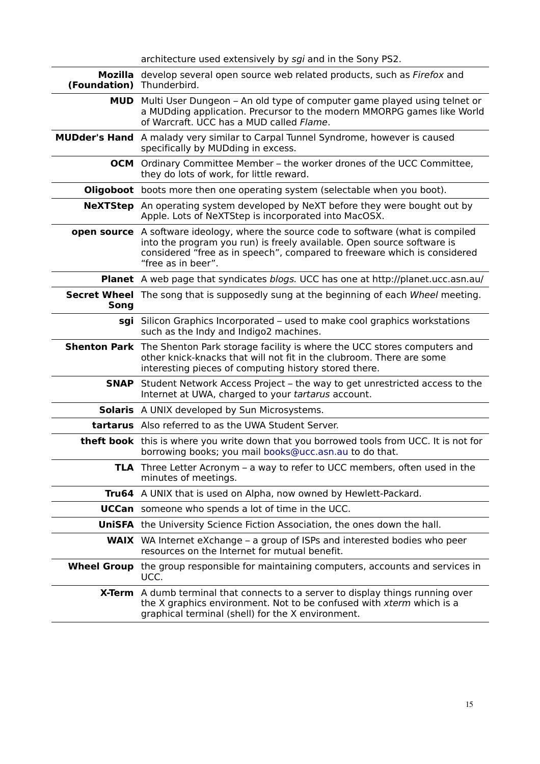| | |
|---|---|
| | architecture used extensively by *sgi* and in the Sony PS2. |
| **Mozilla (Foundation)** | develop several open source web related products, such as *Firefox* and Thunderbird. |
| **MUD** | Multi User Dungeon – An old type of computer game played using telnet or a MUDding application. Precursor to the modern MMORPG games like World of Warcraft. UCC has a MUD called *Flame*. |
| **MUDder's Hand** | A malady very similar to Carpal Tunnel Syndrome, however is caused specifically by MUDding in excess. |
| **OCM** | Ordinary Committee Member – the worker drones of the UCC Committee, they do lots of work, for little reward. |
| **Oligoboot** | boots more then one operating system (selectable when you boot). |
| **NeXTStep** | An operating system developed by NeXT before they were bought out by Apple. Lots of NeXTStep is incorporated into MacOSX. |
| **open source** | A software ideology, where the source code to software (what is compiled into the program you run) is freely available. Open source software is considered "free as in speech", compared to freeware which is considered "free as in beer". |
| **Planet** | A web page that syndicates *blogs*. UCC has one at http://planet.ucc.asn.au/ |
| **Secret Wheel Song** | The song that is supposedly sung at the beginning of each *Wheel* meeting. |
| **sgi** | Silicon Graphics Incorporated – used to make cool graphics workstations such as the Indy and Indigo2 machines. |
| **Shenton Park** | The Shenton Park storage facility is where the UCC stores computers and other knick-knacks that will not fit in the clubroom. There are some interesting pieces of computing history stored there. |
| **SNAP** | Student Network Access Project – the way to get unrestricted access to the Internet at UWA, charged to your *tartarus* account. |
| **Solaris** | A UNIX developed by Sun Microsystems. |
| **tartarus** | Also referred to as the UWA Student Server. |
| **theft book** | this is where you write down that you borrowed tools from UCC. It is not for borrowing books; you mail books@ucc.asn.au to do that. |
| **TLA** | Three Letter Acronym – a way to refer to UCC members, often used in the minutes of meetings. |
| **Tru64** | A UNIX that is used on Alpha, now owned by Hewlett-Packard. |
| **UCCan** | someone who spends a lot of time in the UCC. |
| **UniSFA** | the University Science Fiction Association, the ones down the hall. |
| **WAIX** | WA Internet eXchange – a group of ISPs and interested bodies who peer resources on the Internet for mutual benefit. |
| **Wheel Group** | the group responsible for maintaining computers, accounts and services in UCC. |
| **X-Term** | A dumb terminal that connects to a server to display things running over the X graphics environment. Not to be confused with *xterm* which is a graphical terminal (shell) for the X environment. |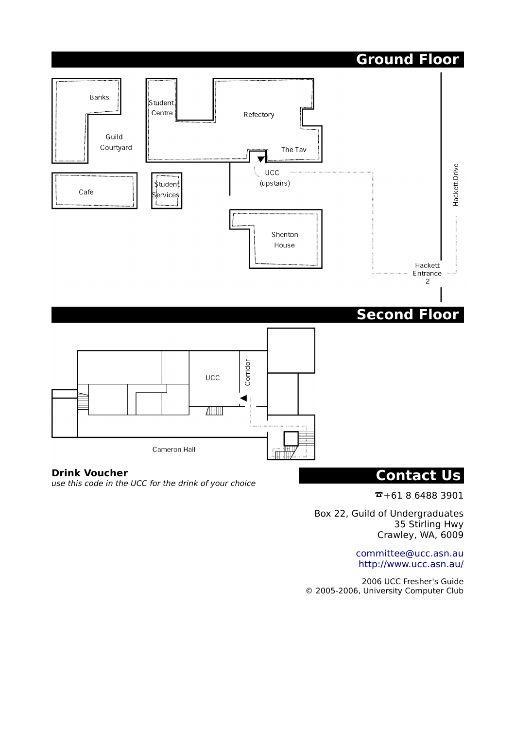## Ground Floor

Banks

Guild Courtyard

Student Centre

Refectory

The Tav

UCC (upstairs)

Cafe

Student Services

Shenton House

Hackett Drive

Hackett Entrance 2

## Second Floor

UCC

Corridor

Cameron Hall

**Drink Voucher**

*use this code in the UCC for the drink of your choice*

## Contact Us

☎+61 8 6488 3901

Box 22, Guild of Undergraduates
35 Stirling Hwy
Crawley, WA, 6009

committee@ucc.asn.au
http://www.ucc.asn.au/

2006 UCC Fresher's Guide
© 2005-2006, University Computer Club